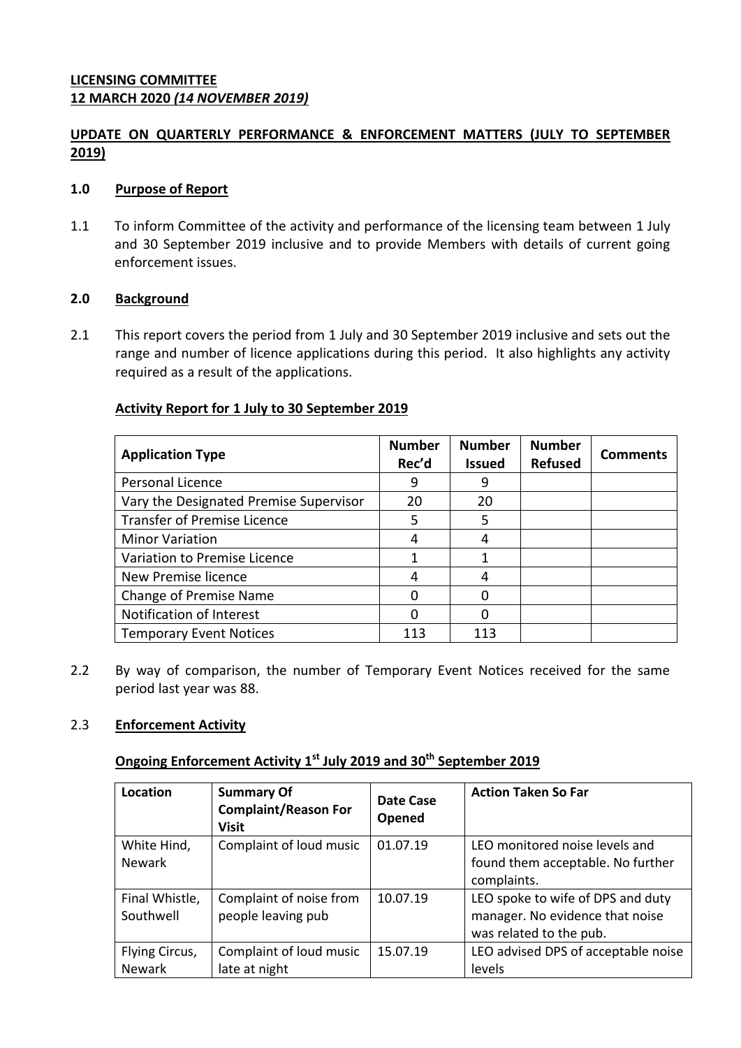**LICENSING COMMITTEE**
**12 MARCH 2020 *(14 NOVEMBER 2019)***

**UPDATE ON QUARTERLY PERFORMANCE & ENFORCEMENT MATTERS (JULY TO SEPTEMBER 2019)**

## 1.0 Purpose of Report

1.1 To inform Committee of the activity and performance of the licensing team between 1 July and 30 September 2019 inclusive and to provide Members with details of current going enforcement issues.

## 2.0 Background

2.1 This report covers the period from 1 July and 30 September 2019 inclusive and sets out the range and number of licence applications during this period. It also highlights any activity required as a result of the applications.

**Activity Report for 1 July to 30 September 2019**

| Application Type | Number Rec'd | Number Issued | Number Refused | Comments |
|---|---|---|---|---|
| Personal Licence | 9 | 9 | | |
| Vary the Designated Premise Supervisor | 20 | 20 | | |
| Transfer of Premise Licence | 5 | 5 | | |
| Minor Variation | 4 | 4 | | |
| Variation to Premise Licence | 1 | 1 | | |
| New Premise licence | 4 | 4 | | |
| Change of Premise Name | 0 | 0 | | |
| Notification of Interest | 0 | 0 | | |
| Temporary Event Notices | 113 | 113 | | |

2.2 By way of comparison, the number of Temporary Event Notices received for the same period last year was 88.

2.3 **Enforcement Activity**

**Ongoing Enforcement Activity 1st July 2019 and 30th September 2019**

| Location | Summary Of Complaint/Reason For Visit | Date Case Opened | Action Taken So Far |
|---|---|---|---|
| White Hind, Newark | Complaint of loud music | 01.07.19 | LEO monitored noise levels and found them acceptable. No further complaints. |
| Final Whistle, Southwell | Complaint of noise from people leaving pub | 10.07.19 | LEO spoke to wife of DPS and duty manager. No evidence that noise was related to the pub. |
| Flying Circus, Newark | Complaint of loud music late at night | 15.07.19 | LEO advised DPS of acceptable noise levels |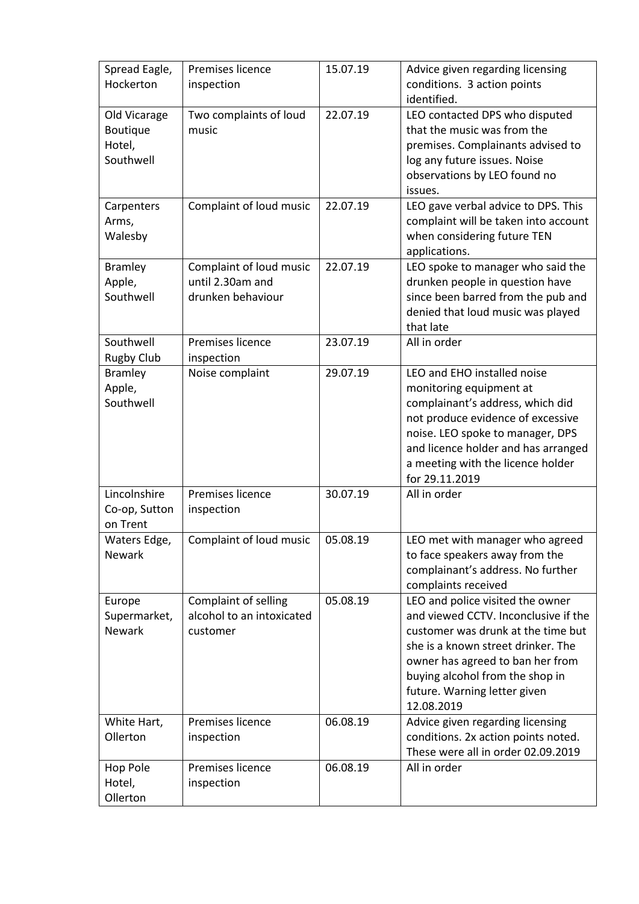| | | | |
|---|---|---|---|
| Spread Eagle, Hockerton | Premises licence inspection | 15.07.19 | Advice given regarding licensing conditions. 3 action points identified. |
| Old Vicarage Boutique Hotel, Southwell | Two complaints of loud music | 22.07.19 | LEO contacted DPS who disputed that the music was from the premises. Complainants advised to log any future issues. Noise observations by LEO found no issues. |
| Carpenters Arms, Walesby | Complaint of loud music | 22.07.19 | LEO gave verbal advice to DPS. This complaint will be taken into account when considering future TEN applications. |
| Bramley Apple, Southwell | Complaint of loud music until 2.30am and drunken behaviour | 22.07.19 | LEO spoke to manager who said the drunken people in question have since been barred from the pub and denied that loud music was played that late |
| Southwell Rugby Club | Premises licence inspection | 23.07.19 | All in order |
| Bramley Apple, Southwell | Noise complaint | 29.07.19 | LEO and EHO installed noise monitoring equipment at complainant's address, which did not produce evidence of excessive noise. LEO spoke to manager, DPS and licence holder and has arranged a meeting with the licence holder for 29.11.2019 |
| Lincolnshire Co-op, Sutton on Trent | Premises licence inspection | 30.07.19 | All in order |
| Waters Edge, Newark | Complaint of loud music | 05.08.19 | LEO met with manager who agreed to face speakers away from the complainant's address. No further complaints received |
| Europe Supermarket, Newark | Complaint of selling alcohol to an intoxicated customer | 05.08.19 | LEO and police visited the owner and viewed CCTV. Inconclusive if the customer was drunk at the time but she is a known street drinker. The owner has agreed to ban her from buying alcohol from the shop in future. Warning letter given 12.08.2019 |
| White Hart, Ollerton | Premises licence inspection | 06.08.19 | Advice given regarding licensing conditions. 2x action points noted. These were all in order 02.09.2019 |
| Hop Pole Hotel, Ollerton | Premises licence inspection | 06.08.19 | All in order |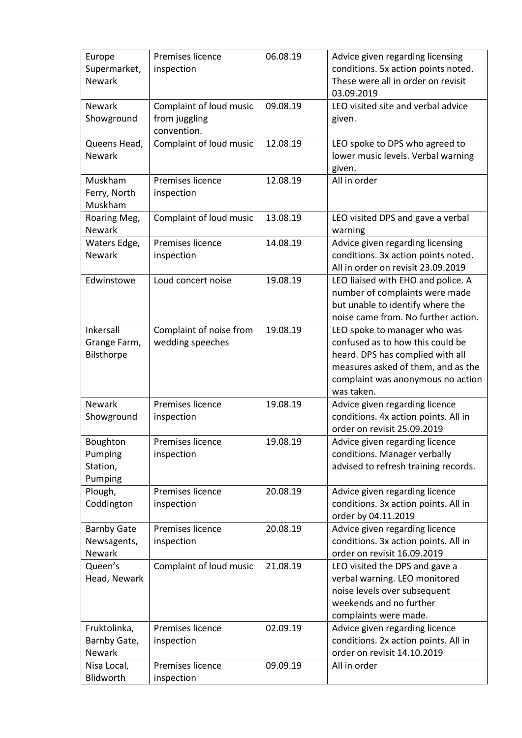| Europe Supermarket, Newark | Premises licence inspection | 06.08.19 | Advice given regarding licensing conditions. 5x action points noted. These were all in order on revisit 03.09.2019 |
|---|---|---|---|
| Newark Showground | Complaint of loud music from juggling convention. | 09.08.19 | LEO visited site and verbal advice given. |
| Queens Head, Newark | Complaint of loud music | 12.08.19 | LEO spoke to DPS who agreed to lower music levels. Verbal warning given. |
| Muskham Ferry, North Muskham | Premises licence inspection | 12.08.19 | All in order |
| Roaring Meg, Newark | Complaint of loud music | 13.08.19 | LEO visited DPS and gave a verbal warning |
| Waters Edge, Newark | Premises licence inspection | 14.08.19 | Advice given regarding licensing conditions. 3x action points noted. All in order on revisit 23.09.2019 |
| Edwinstowe | Loud concert noise | 19.08.19 | LEO liaised with EHO and police. A number of complaints were made but unable to identify where the noise came from. No further action. |
| Inkersall Grange Farm, Bilsthorpe | Complaint of noise from wedding speeches | 19.08.19 | LEO spoke to manager who was confused as to how this could be heard. DPS has complied with all measures asked of them, and as the complaint was anonymous no action was taken. |
| Newark Showground | Premises licence inspection | 19.08.19 | Advice given regarding licence conditions. 4x action points. All in order on revisit 25.09.2019 |
| Boughton Pumping Station, Pumping | Premises licence inspection | 19.08.19 | Advice given regarding licence conditions. Manager verbally advised to refresh training records. |
| Plough, Coddington | Premises licence inspection | 20.08.19 | Advice given regarding licence conditions. 3x action points. All in order by 04.11.2019 |
| Barnby Gate Newsagents, Newark | Premises licence inspection | 20.08.19 | Advice given regarding licence conditions. 3x action points. All in order on revisit 16.09.2019 |
| Queen's Head, Newark | Complaint of loud music | 21.08.19 | LEO visited the DPS and gave a verbal warning. LEO monitored noise levels over subsequent weekends and no further complaints were made. |
| Fruktolinka, Barnby Gate, Newark | Premises licence inspection | 02.09.19 | Advice given regarding licence conditions. 2x action points. All in order on revisit 14.10.2019 |
| Nisa Local, Blidworth | Premises licence inspection | 09.09.19 | All in order |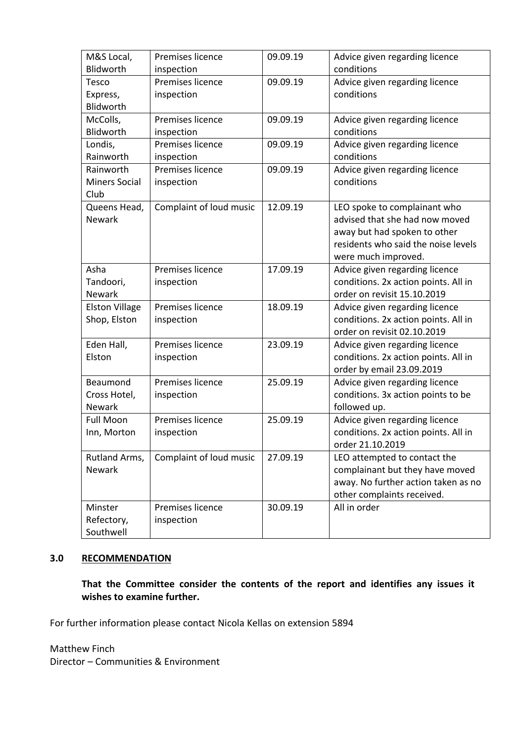| | | | |
|---|---|---|---|
| M&S Local, Blidworth | Premises licence inspection | 09.09.19 | Advice given regarding licence conditions |
| Tesco Express, Blidworth | Premises licence inspection | 09.09.19 | Advice given regarding licence conditions |
| McColls, Blidworth | Premises licence inspection | 09.09.19 | Advice given regarding licence conditions |
| Londis, Rainworth | Premises licence inspection | 09.09.19 | Advice given regarding licence conditions |
| Rainworth Miners Social Club | Premises licence inspection | 09.09.19 | Advice given regarding licence conditions |
| Queens Head, Newark | Complaint of loud music | 12.09.19 | LEO spoke to complainant who advised that she had now moved away but had spoken to other residents who said the noise levels were much improved. |
| Asha Tandoori, Newark | Premises licence inspection | 17.09.19 | Advice given regarding licence conditions. 2x action points. All in order on revisit 15.10.2019 |
| Elston Village Shop, Elston | Premises licence inspection | 18.09.19 | Advice given regarding licence conditions. 2x action points. All in order on revisit 02.10.2019 |
| Eden Hall, Elston | Premises licence inspection | 23.09.19 | Advice given regarding licence conditions. 2x action points. All in order by email 23.09.2019 |
| Beaumond Cross Hotel, Newark | Premises licence inspection | 25.09.19 | Advice given regarding licence conditions. 3x action points to be followed up. |
| Full Moon Inn, Morton | Premises licence inspection | 25.09.19 | Advice given regarding licence conditions. 2x action points. All in order 21.10.2019 |
| Rutland Arms, Newark | Complaint of loud music | 27.09.19 | LEO attempted to contact the complainant but they have moved away. No further action taken as no other complaints received. |
| Minster Refectory, Southwell | Premises licence inspection | 30.09.19 | All in order |

## 3.0 RECOMMENDATION

**That the Committee consider the contents of the report and identifies any issues it wishes to examine further.**

For further information please contact Nicola Kellas on extension 5894

Matthew Finch
Director – Communities & Environment